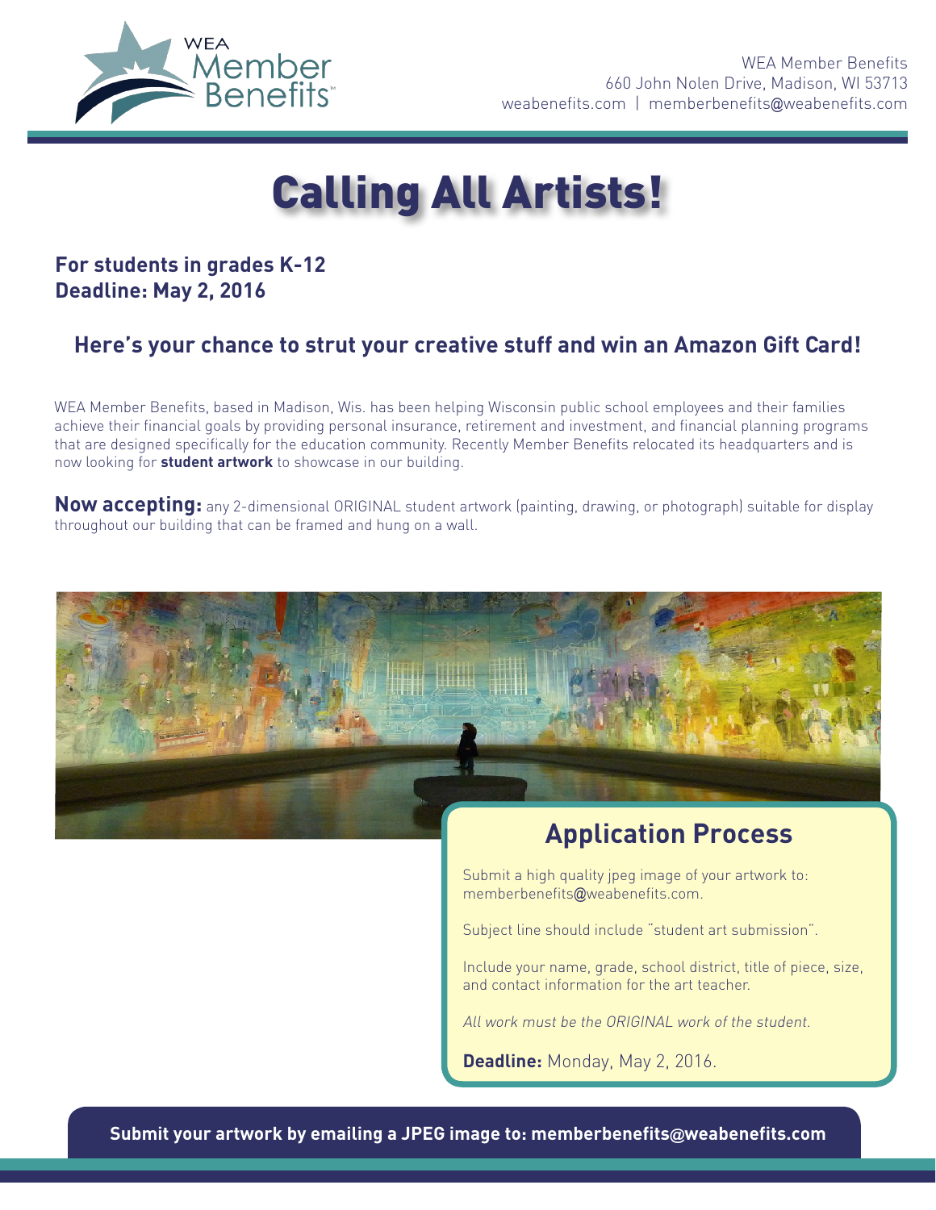WEA Member Benefits
660 John Nolen Drive, Madison, WI 53713
weabenefits.com | memberbenefits@weabenefits.com

# Calling All Artists!

**For students in grades K-12**
**Deadline: May 2, 2016**

## Here's your chance to strut your creative stuff and win an Amazon Gift Card!

WEA Member Benefits, based in Madison, Wis. has been helping Wisconsin public school employees and their families achieve their financial goals by providing personal insurance, retirement and investment, and financial planning programs that are designed specifically for the education community. Recently Member Benefits relocated its headquarters and is now looking for **student artwork** to showcase in our building.

**Now accepting:** any 2-dimensional ORIGINAL student artwork (painting, drawing, or photograph) suitable for display throughout our building that can be framed and hung on a wall.

## Application Process

Submit a high quality jpeg image of your artwork to: memberbenefits@weabenefits.com.

Subject line should include "student art submission".

Include your name, grade, school district, title of piece, size, and contact information for the art teacher.

*All work must be the ORIGINAL work of the student.*

**Deadline:** Monday, May 2, 2016.

**Submit your artwork by emailing a JPEG image to: memberbenefits@weabenefits.com**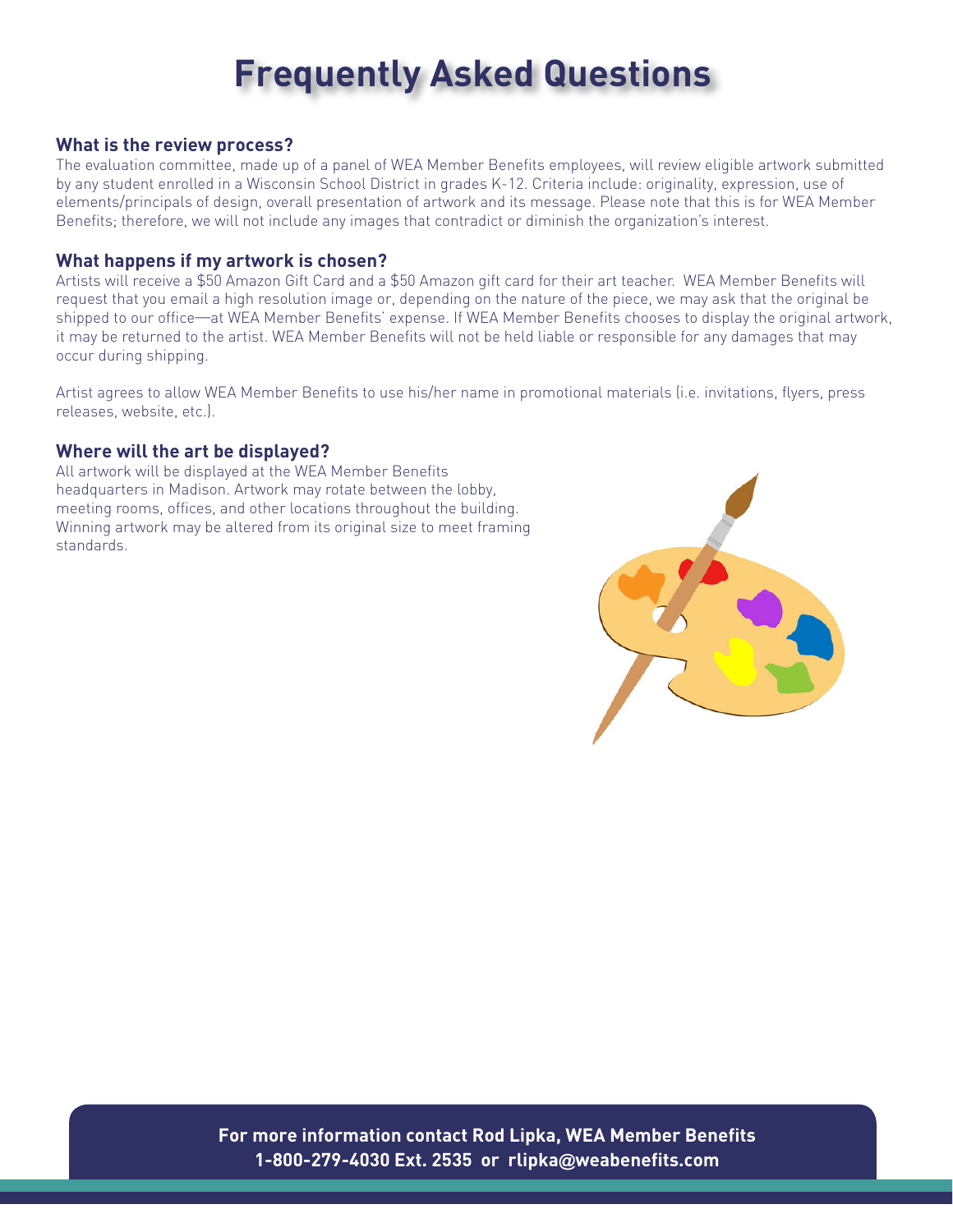# Frequently Asked Questions

### What is the review process?

The evaluation committee, made up of a panel of WEA Member Benefits employees, will review eligible artwork submitted by any student enrolled in a Wisconsin School District in grades K-12. Criteria include: originality, expression, use of elements/principals of design, overall presentation of artwork and its message. Please note that this is for WEA Member Benefits; therefore, we will not include any images that contradict or diminish the organization's interest.

### What happens if my artwork is chosen?

Artists will receive a $50 Amazon Gift Card and a $50 Amazon gift card for their art teacher. WEA Member Benefits will request that you email a high resolution image or, depending on the nature of the piece, we may ask that the original be shipped to our office—at WEA Member Benefits' expense. If WEA Member Benefits chooses to display the original artwork, it may be returned to the artist. WEA Member Benefits will not be held liable or responsible for any damages that may occur during shipping.

Artist agrees to allow WEA Member Benefits to use his/her name in promotional materials (i.e. invitations, flyers, press releases, website, etc.).

### Where will the art be displayed?

All artwork will be displayed at the WEA Member Benefits headquarters in Madison. Artwork may rotate between the lobby, meeting rooms, offices, and other locations throughout the building. Winning artwork may be altered from its original size to meet framing standards.

**For more information contact Rod Lipka, WEA Member Benefits**
**1-800-279-4030 Ext. 2535 or rlipka@weabenefits.com**